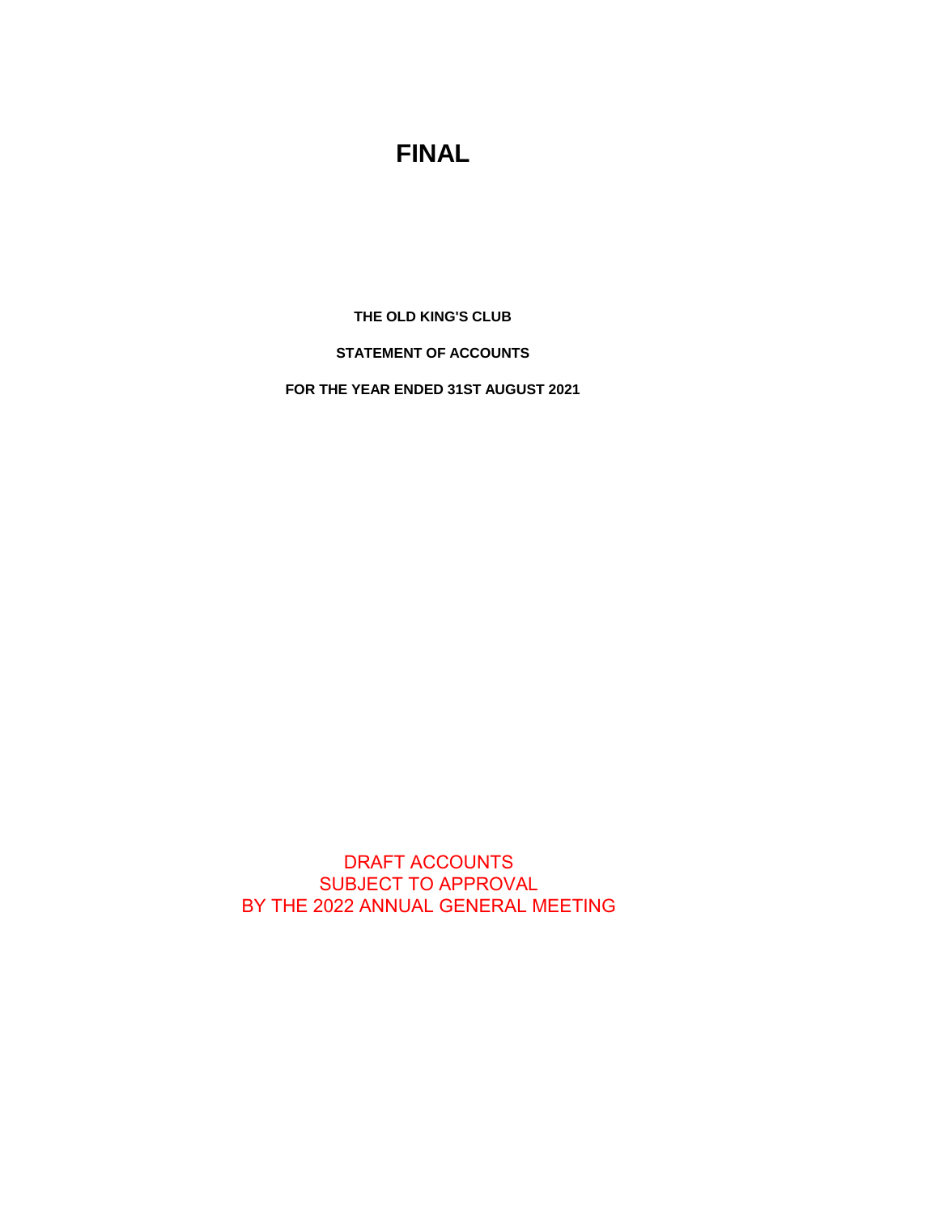# FINAL

**THE OLD KING'S CLUB**

**STATEMENT OF ACCOUNTS**

**FOR THE YEAR ENDED 31ST AUGUST 2021**

DRAFT ACCOUNTS
SUBJECT TO APPROVAL
BY THE 2022 ANNUAL GENERAL MEETING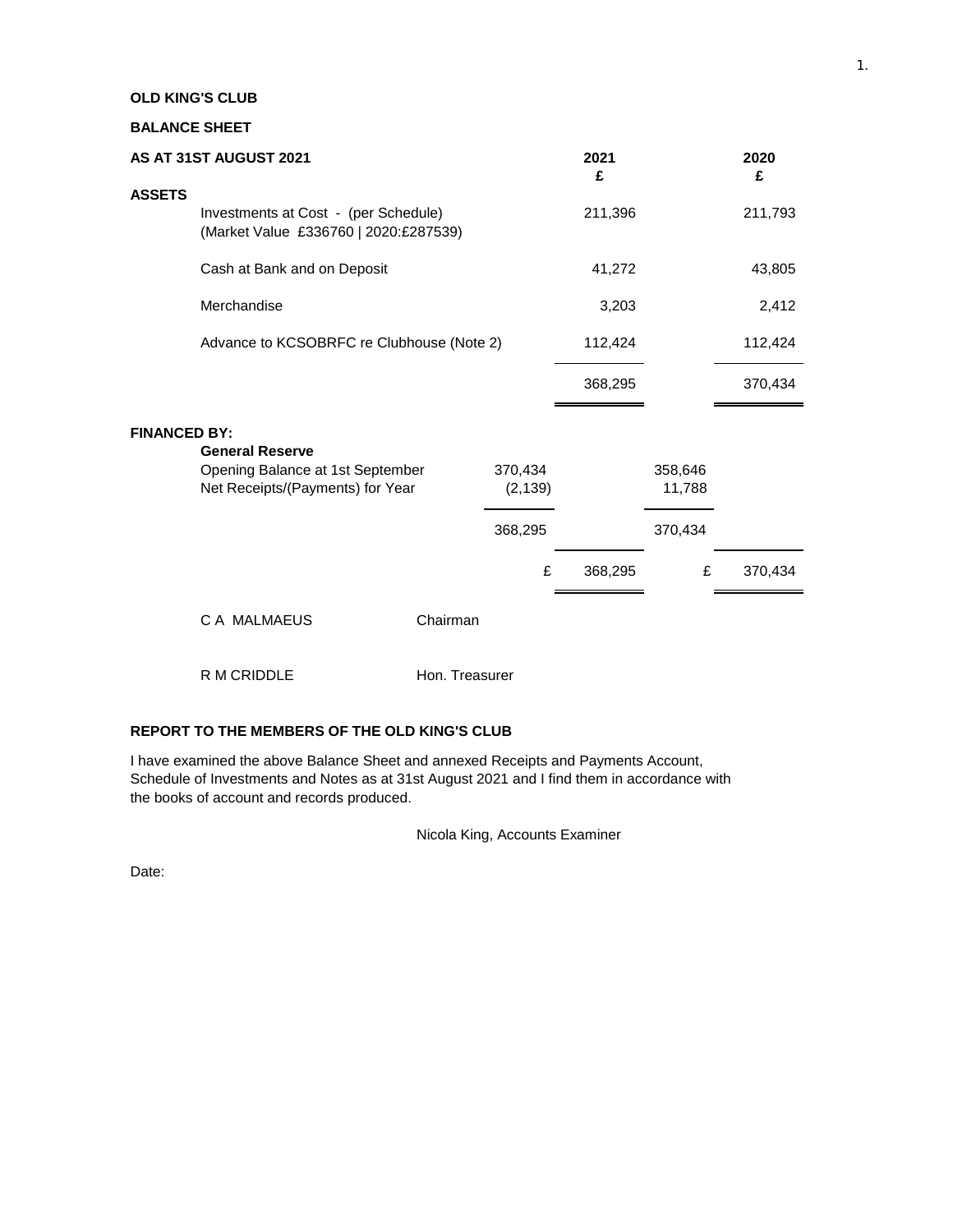**OLD KING'S CLUB**

**BALANCE SHEET**

| **AS AT 31ST AUGUST 2021** | | **2021** | | **2020** |
|---|---|---|---|---|
| | | **£** | | **£** |
| **ASSETS** | | | | |
| Investments at Cost - (per Schedule) (Market Value £336760 \| 2020:£287539) | | 211,396 | | 211,793 |
| Cash at Bank and on Deposit | | 41,272 | | 43,805 |
| Merchandise | | 3,203 | | 2,412 |
| Advance to KCSOBRFC re Clubhouse (Note 2) | | 112,424 | | 112,424 |
| | | 368,295 | | 370,434 |
| **FINANCED BY:** | | | | |
| **General Reserve** | | | | |
| Opening Balance at 1st September | 370,434 | | 358,646 | |
| Net Receipts/(Payments) for Year | (2,139) | | 11,788 | |
| | 368,295 | | 370,434 | |
| | £ | 368,295 | £ | 370,434 |

C A MALMAEUS Chairman

R M CRIDDLE Hon. Treasurer

**REPORT TO THE MEMBERS OF THE OLD KING'S CLUB**

I have examined the above Balance Sheet and annexed Receipts and Payments Account, Schedule of Investments and Notes as at 31st August 2021 and I find them in accordance with the books of account and records produced.

Nicola King, Accounts Examiner

Date: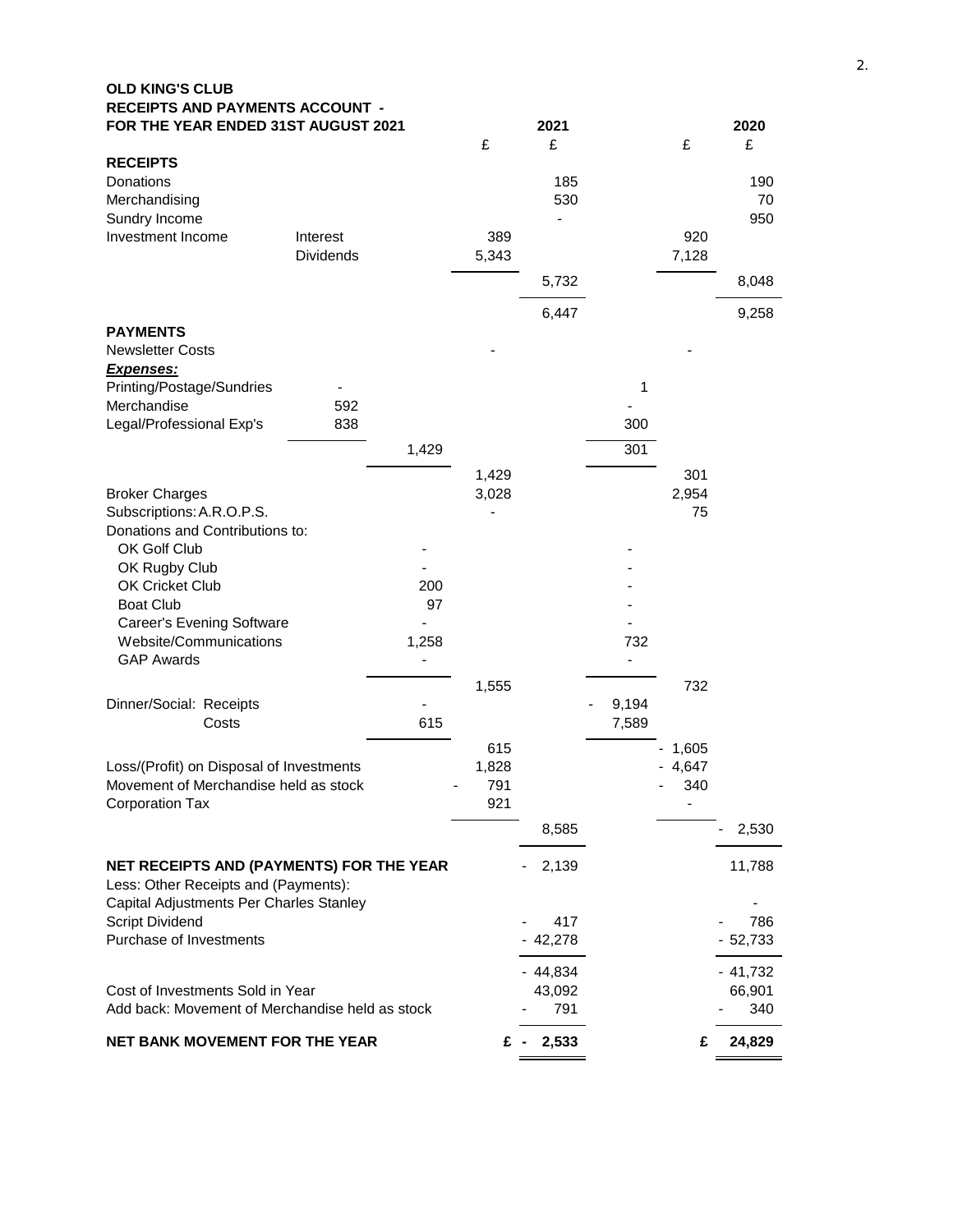**OLD KING'S CLUB**
**RECEIPTS AND PAYMENTS ACCOUNT -**
**FOR THE YEAR ENDED 31ST AUGUST 2021**

| | | | | 2021 | | | 2020 |
|---|---|---|---|---|---|---|---|
| | | | £ | £ | | £ | £ |
| **RECEIPTS** | | | | | | | |
| Donations | | | | 185 | | | 190 |
| Merchandising | | | | 530 | | | 70 |
| Sundry Income | | | | - | | | 950 |
| Investment Income — Interest | | | 389 | | | 920 | |
| Dividends | | | 5,343 | | | 7,128 | |
| | | | | 5,732 | | | 8,048 |
| | | | | 6,447 | | | 9,258 |
| **PAYMENTS** | | | | | | | |
| Newsletter Costs | | | - | | | - | |
| ***Expenses:*** | | | | | | | |
| Printing/Postage/Sundries | - | | | | 1 | | |
| Merchandise | 592 | | | | - | | |
| Legal/Professional Exp's | 838 | | | | 300 | | |
| | | 1,429 | | | 301 | | |
| | | | 1,429 | | | 301 | |
| Broker Charges | | | 3,028 | | | 2,954 | |
| Subscriptions: A.R.O.P.S. | | | - | | | 75 | |
| Donations and Contributions to: | | | | | | | |
| OK Golf Club | | - | | | - | | |
| OK Rugby Club | | - | | | - | | |
| OK Cricket Club | | 200 | | | - | | |
| Boat Club | | 97 | | | - | | |
| Career's Evening Software | | - | | | - | | |
| Website/Communications | | 1,258 | | | 732 | | |
| GAP Awards | | - | | | - | | |
| | | | 1,555 | | | 732 | |
| Dinner/Social: Receipts | | - | | | - 9,194 | | |
| Costs | | 615 | | | 7,589 | | |
| | | | 615 | | | - 1,605 | |
| Loss/(Profit) on Disposal of Investments | | | 1,828 | | | - 4,647 | |
| Movement of Merchandise held as stock | | | - 791 | | | - 340 | |
| Corporation Tax | | | 921 | | | - | |
| | | | | 8,585 | | | - 2,530 |
| **NET RECEIPTS AND (PAYMENTS) FOR THE YEAR** | | | | - 2,139 | | | 11,788 |
| Less: Other Receipts and (Payments): | | | | | | | |
| Capital Adjustments Per Charles Stanley | | | | | | | - |
| Script Dividend | | | | - 417 | | | - 786 |
| Purchase of Investments | | | | - 42,278 | | | - 52,733 |
| | | | | - 44,834 | | | - 41,732 |
| Cost of Investments Sold in Year | | | | 43,092 | | | 66,901 |
| Add back: Movement of Merchandise held as stock | | | | - 791 | | | - 340 |
| **NET BANK MOVEMENT FOR THE YEAR** | | | | **£ - 2,533** | | | **£ 24,829** |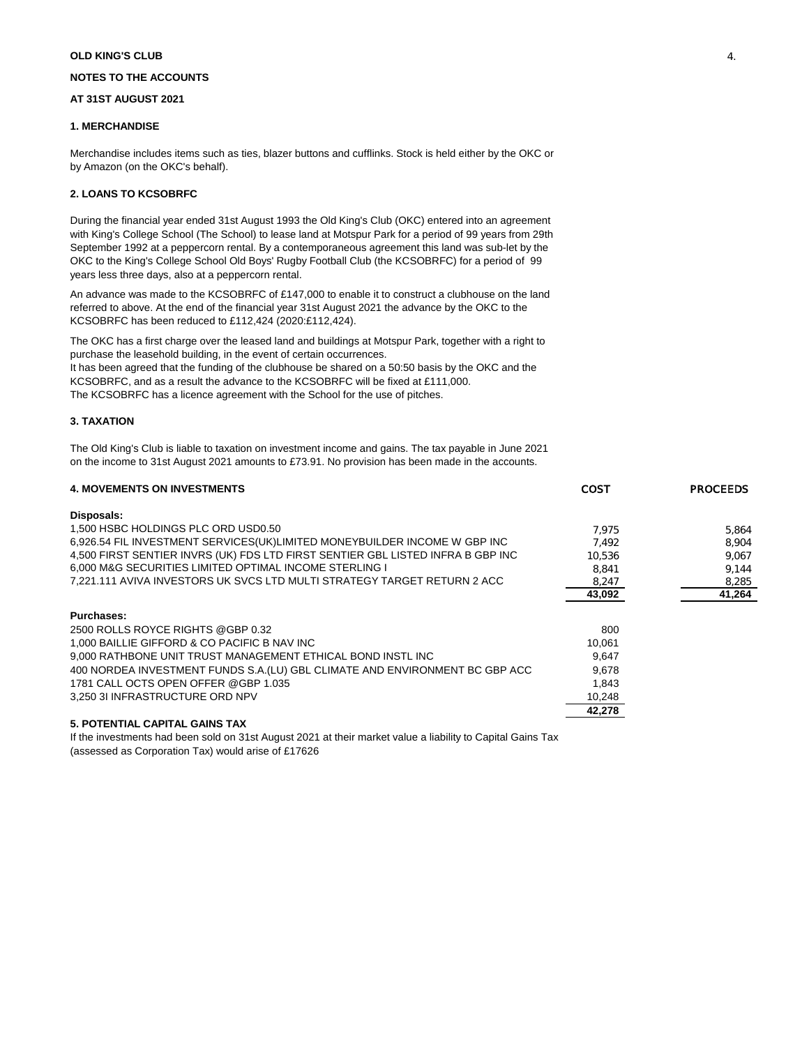**OLD KING'S CLUB**

**NOTES TO THE ACCOUNTS**

**AT 31ST AUGUST 2021**

### 1. MERCHANDISE

Merchandise includes items such as ties, blazer buttons and cufflinks. Stock is held either by the OKC or by Amazon (on the OKC's behalf).

### 2. LOANS TO KCSOBRFC

During the financial year ended 31st August 1993 the Old King's Club (OKC) entered into an agreement with King's College School (The School) to lease land at Motspur Park for a period of 99 years from 29th September 1992 at a peppercorn rental. By a contemporaneous agreement this land was sub-let by the OKC to the King's College School Old Boys' Rugby Football Club (the KCSOBRFC) for a period of 99 years less three days, also at a peppercorn rental.

An advance was made to the KCSOBRFC of £147,000 to enable it to construct a clubhouse on the land referred to above. At the end of the financial year 31st August 2021 the advance by the OKC to the KCSOBRFC has been reduced to £112,424 (2020:£112,424).

The OKC has a first charge over the leased land and buildings at Motspur Park, together with a right to purchase the leasehold building, in the event of certain occurrences.
It has been agreed that the funding of the clubhouse be shared on a 50:50 basis by the OKC and the KCSOBRFC, and as a result the advance to the KCSOBRFC will be fixed at £111,000.
The KCSOBRFC has a licence agreement with the School for the use of pitches.

### 3. TAXATION

The Old King's Club is liable to taxation on investment income and gains. The tax payable in June 2021 on the income to 31st August 2021 amounts to £73.91. No provision has been made in the accounts.

### 4. MOVEMENTS ON INVESTMENTS

| | COST | PROCEEDS |
|---|---|---|
| **Disposals:** | | |
| 1,500 HSBC HOLDINGS PLC ORD USD0.50 | 7,975 | 5,864 |
| 6,926.54 FIL INVESTMENT SERVICES(UK)LIMITED MONEYBUILDER INCOME W GBP INC | 7,492 | 8,904 |
| 4,500 FIRST SENTIER INVRS (UK) FDS LTD FIRST SENTIER GBL LISTED INFRA B GBP INC | 10,536 | 9,067 |
| 6,000 M&G SECURITIES LIMITED OPTIMAL INCOME STERLING I | 8,841 | 9,144 |
| 7,221.111 AVIVA INVESTORS UK SVCS LTD MULTI STRATEGY TARGET RETURN 2 ACC | 8,247 | 8,285 |
| | **43,092** | **41,264** |
| **Purchases:** | | |
| 2500 ROLLS ROYCE RIGHTS @GBP 0.32 | 800 | |
| 1,000 BAILLIE GIFFORD & CO PACIFIC B NAV INC | 10,061 | |
| 9,000 RATHBONE UNIT TRUST MANAGEMENT ETHICAL BOND INSTL INC | 9,647 | |
| 400 NORDEA INVESTMENT FUNDS S.A.(LU) GBL CLIMATE AND ENVIRONMENT BC GBP ACC | 9,678 | |
| 1781 CALL OCTS OPEN OFFER @GBP 1.035 | 1,843 | |
| 3,250 3I INFRASTRUCTURE ORD NPV | 10,248 | |
| | **42,278** | |

### 5. POTENTIAL CAPITAL GAINS TAX

If the investments had been sold on 31st August 2021 at their market value a liability to Capital Gains Tax (assessed as Corporation Tax) would arise of £17626